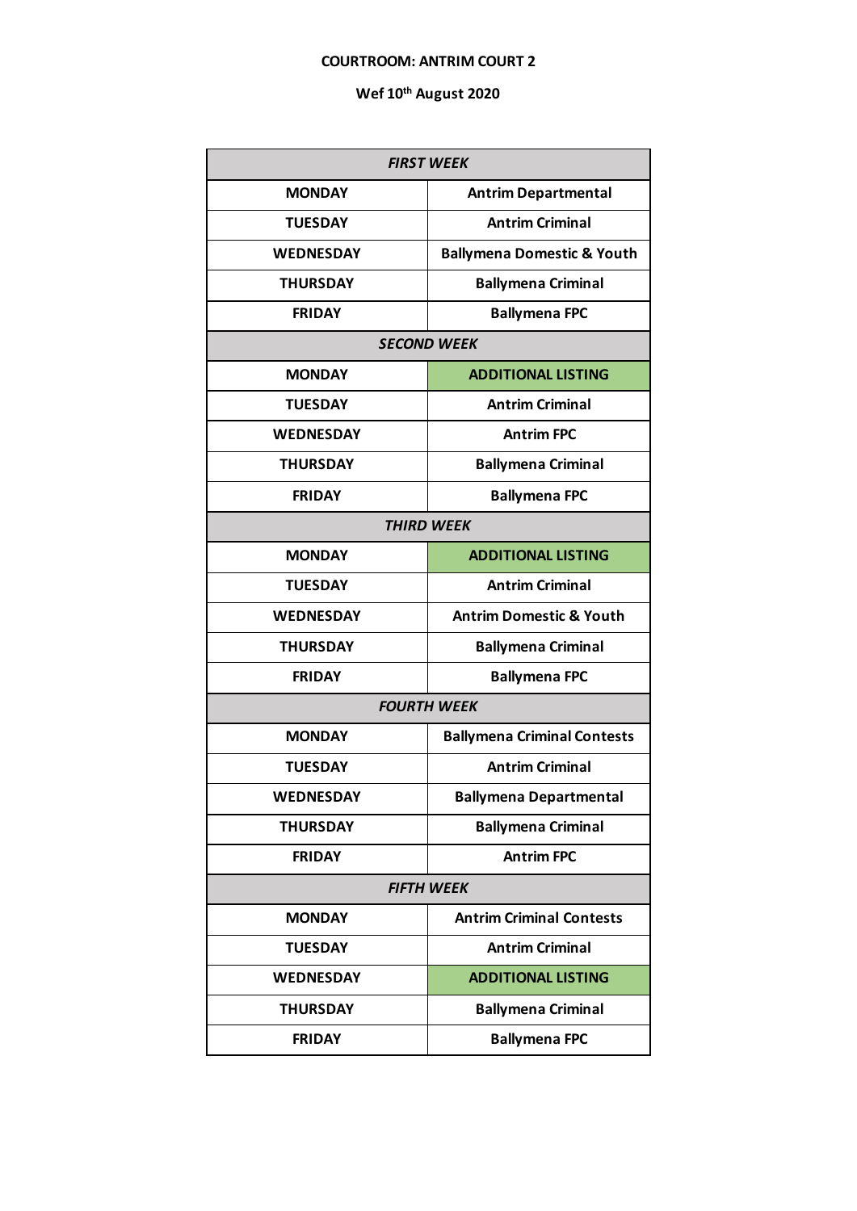**COURTROOM: ANTRIM COURT 2**

**Wef 10th August 2020**

| ***FIRST WEEK*** | |
|---|---|
| **MONDAY** | **Antrim Departmental** |
| **TUESDAY** | **Antrim Criminal** |
| **WEDNESDAY** | **Ballymena Domestic & Youth** |
| **THURSDAY** | **Ballymena Criminal** |
| **FRIDAY** | **Ballymena FPC** |
| ***SECOND WEEK*** | |
| **MONDAY** | **ADDITIONAL LISTING** |
| **TUESDAY** | **Antrim Criminal** |
| **WEDNESDAY** | **Antrim FPC** |
| **THURSDAY** | **Ballymena Criminal** |
| **FRIDAY** | **Ballymena FPC** |
| ***THIRD WEEK*** | |
| **MONDAY** | **ADDITIONAL LISTING** |
| **TUESDAY** | **Antrim Criminal** |
| **WEDNESDAY** | **Antrim Domestic & Youth** |
| **THURSDAY** | **Ballymena Criminal** |
| **FRIDAY** | **Ballymena FPC** |
| ***FOURTH WEEK*** | |
| **MONDAY** | **Ballymena Criminal Contests** |
| **TUESDAY** | **Antrim Criminal** |
| **WEDNESDAY** | **Ballymena Departmental** |
| **THURSDAY** | **Ballymena Criminal** |
| **FRIDAY** | **Antrim FPC** |
| ***FIFTH WEEK*** | |
| **MONDAY** | **Antrim Criminal Contests** |
| **TUESDAY** | **Antrim Criminal** |
| **WEDNESDAY** | **ADDITIONAL LISTING** |
| **THURSDAY** | **Ballymena Criminal** |
| **FRIDAY** | **Ballymena FPC** |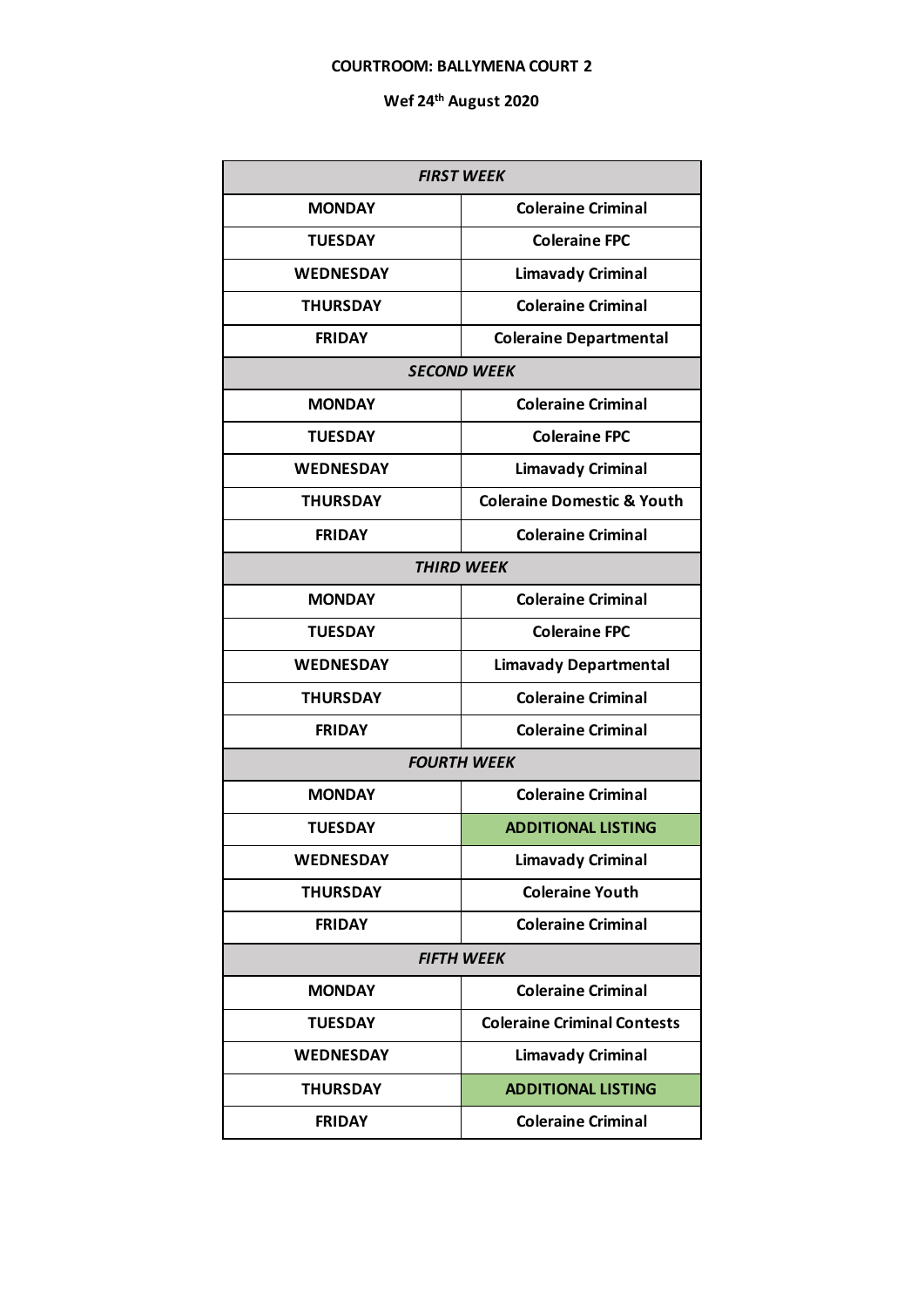**COURTROOM: BALLYMENA COURT 2**

**Wef 24th August 2020**

| ***FIRST WEEK*** | |
|---|---|
| **MONDAY** | **Coleraine Criminal** |
| **TUESDAY** | **Coleraine FPC** |
| **WEDNESDAY** | **Limavady Criminal** |
| **THURSDAY** | **Coleraine Criminal** |
| **FRIDAY** | **Coleraine Departmental** |
| ***SECOND WEEK*** | |
| **MONDAY** | **Coleraine Criminal** |
| **TUESDAY** | **Coleraine FPC** |
| **WEDNESDAY** | **Limavady Criminal** |
| **THURSDAY** | **Coleraine Domestic & Youth** |
| **FRIDAY** | **Coleraine Criminal** |
| ***THIRD WEEK*** | |
| **MONDAY** | **Coleraine Criminal** |
| **TUESDAY** | **Coleraine FPC** |
| **WEDNESDAY** | **Limavady Departmental** |
| **THURSDAY** | **Coleraine Criminal** |
| **FRIDAY** | **Coleraine Criminal** |
| ***FOURTH WEEK*** | |
| **MONDAY** | **Coleraine Criminal** |
| **TUESDAY** | **ADDITIONAL LISTING** |
| **WEDNESDAY** | **Limavady Criminal** |
| **THURSDAY** | **Coleraine Youth** |
| **FRIDAY** | **Coleraine Criminal** |
| ***FIFTH WEEK*** | |
| **MONDAY** | **Coleraine Criminal** |
| **TUESDAY** | **Coleraine Criminal Contests** |
| **WEDNESDAY** | **Limavady Criminal** |
| **THURSDAY** | **ADDITIONAL LISTING** |
| **FRIDAY** | **Coleraine Criminal** |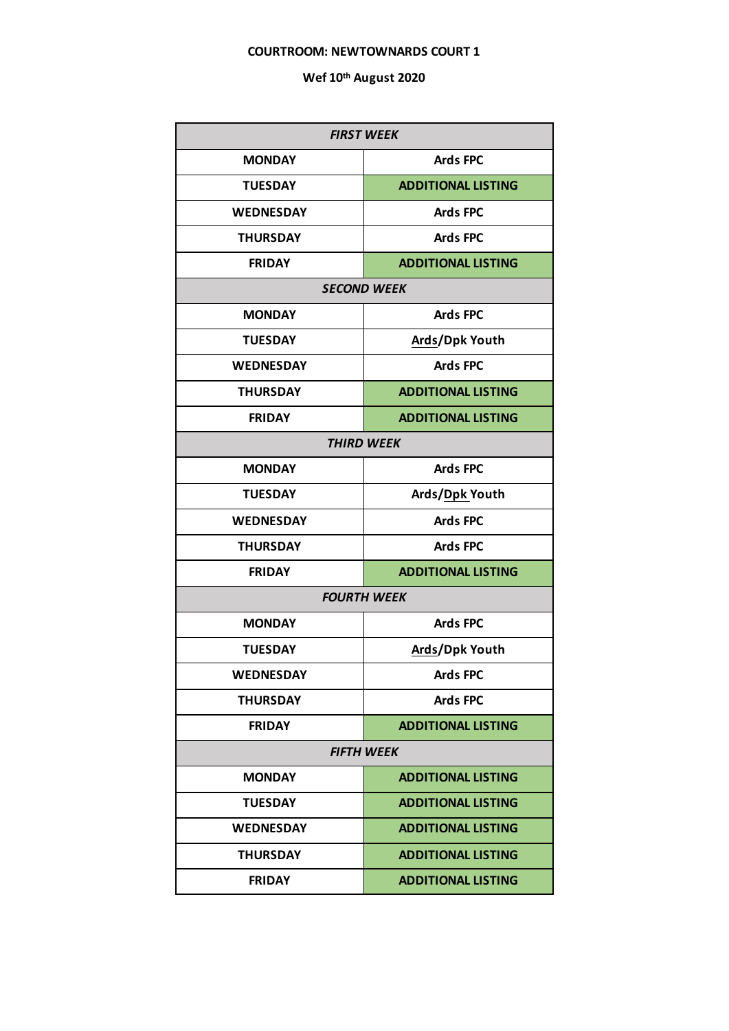**COURTROOM: NEWTOWNARDS COURT 1**

**Wef 10th August 2020**

| *FIRST WEEK* | |
|---|---|
| MONDAY | Ards FPC |
| TUESDAY | ADDITIONAL LISTING |
| WEDNESDAY | Ards FPC |
| THURSDAY | Ards FPC |
| FRIDAY | ADDITIONAL LISTING |
| *SECOND WEEK* | |
| MONDAY | Ards FPC |
| TUESDAY | Ards/Dpk Youth |
| WEDNESDAY | Ards FPC |
| THURSDAY | ADDITIONAL LISTING |
| FRIDAY | ADDITIONAL LISTING |
| *THIRD WEEK* | |
| MONDAY | Ards FPC |
| TUESDAY | Ards/Dpk Youth |
| WEDNESDAY | Ards FPC |
| THURSDAY | Ards FPC |
| FRIDAY | ADDITIONAL LISTING |
| *FOURTH WEEK* | |
| MONDAY | Ards FPC |
| TUESDAY | Ards/Dpk Youth |
| WEDNESDAY | Ards FPC |
| THURSDAY | Ards FPC |
| FRIDAY | ADDITIONAL LISTING |
| *FIFTH WEEK* | |
| MONDAY | ADDITIONAL LISTING |
| TUESDAY | ADDITIONAL LISTING |
| WEDNESDAY | ADDITIONAL LISTING |
| THURSDAY | ADDITIONAL LISTING |
| FRIDAY | ADDITIONAL LISTING |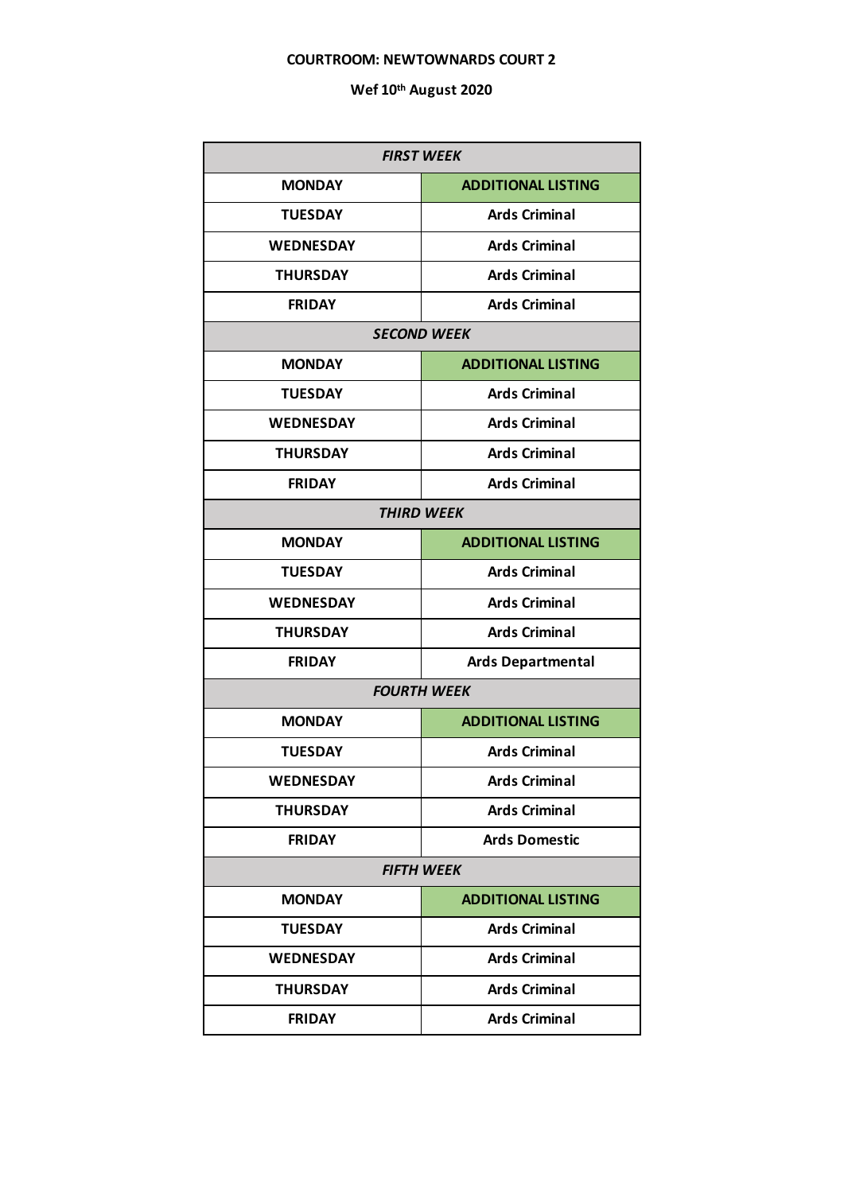**COURTROOM: NEWTOWNARDS COURT 2**

**Wef 10th August 2020**

| *FIRST WEEK* | |
|---|---|
| MONDAY | ADDITIONAL LISTING |
| TUESDAY | Ards Criminal |
| WEDNESDAY | Ards Criminal |
| THURSDAY | Ards Criminal |
| FRIDAY | Ards Criminal |
| *SECOND WEEK* | |
| MONDAY | ADDITIONAL LISTING |
| TUESDAY | Ards Criminal |
| WEDNESDAY | Ards Criminal |
| THURSDAY | Ards Criminal |
| FRIDAY | Ards Criminal |
| *THIRD WEEK* | |
| MONDAY | ADDITIONAL LISTING |
| TUESDAY | Ards Criminal |
| WEDNESDAY | Ards Criminal |
| THURSDAY | Ards Criminal |
| FRIDAY | Ards Departmental |
| *FOURTH WEEK* | |
| MONDAY | ADDITIONAL LISTING |
| TUESDAY | Ards Criminal |
| WEDNESDAY | Ards Criminal |
| THURSDAY | Ards Criminal |
| FRIDAY | Ards Domestic |
| *FIFTH WEEK* | |
| MONDAY | ADDITIONAL LISTING |
| TUESDAY | Ards Criminal |
| WEDNESDAY | Ards Criminal |
| THURSDAY | Ards Criminal |
| FRIDAY | Ards Criminal |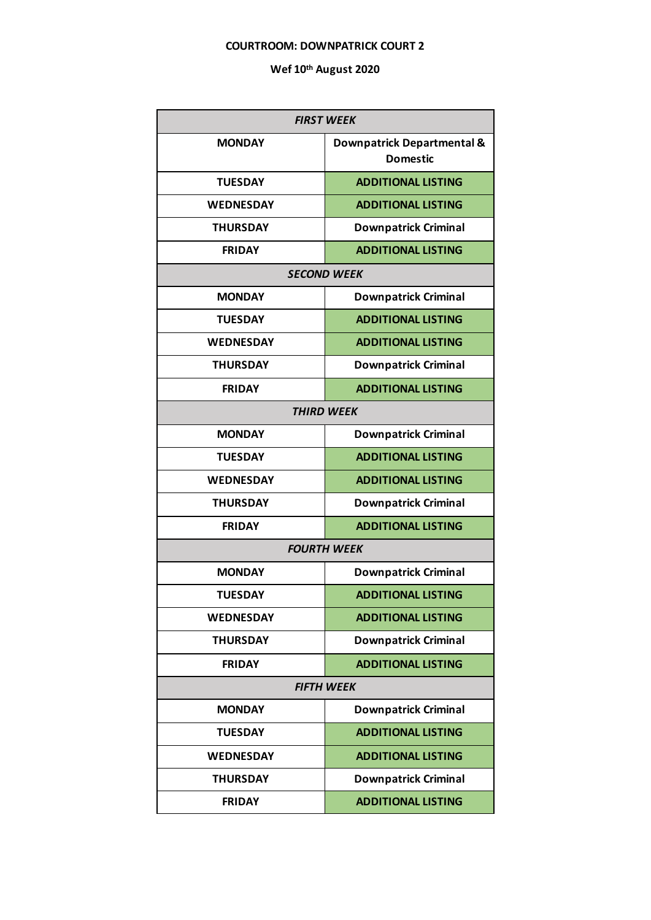**COURTROOM: DOWNPATRICK COURT 2**

**Wef 10th August 2020**

| *FIRST WEEK* | |
|---|---|
| MONDAY | Downpatrick Departmental & Domestic |
| TUESDAY | ADDITIONAL LISTING |
| WEDNESDAY | ADDITIONAL LISTING |
| THURSDAY | Downpatrick Criminal |
| FRIDAY | ADDITIONAL LISTING |
| *SECOND WEEK* | |
| MONDAY | Downpatrick Criminal |
| TUESDAY | ADDITIONAL LISTING |
| WEDNESDAY | ADDITIONAL LISTING |
| THURSDAY | Downpatrick Criminal |
| FRIDAY | ADDITIONAL LISTING |
| *THIRD WEEK* | |
| MONDAY | Downpatrick Criminal |
| TUESDAY | ADDITIONAL LISTING |
| WEDNESDAY | ADDITIONAL LISTING |
| THURSDAY | Downpatrick Criminal |
| FRIDAY | ADDITIONAL LISTING |
| *FOURTH WEEK* | |
| MONDAY | Downpatrick Criminal |
| TUESDAY | ADDITIONAL LISTING |
| WEDNESDAY | ADDITIONAL LISTING |
| THURSDAY | Downpatrick Criminal |
| FRIDAY | ADDITIONAL LISTING |
| *FIFTH WEEK* | |
| MONDAY | Downpatrick Criminal |
| TUESDAY | ADDITIONAL LISTING |
| WEDNESDAY | ADDITIONAL LISTING |
| THURSDAY | Downpatrick Criminal |
| FRIDAY | ADDITIONAL LISTING |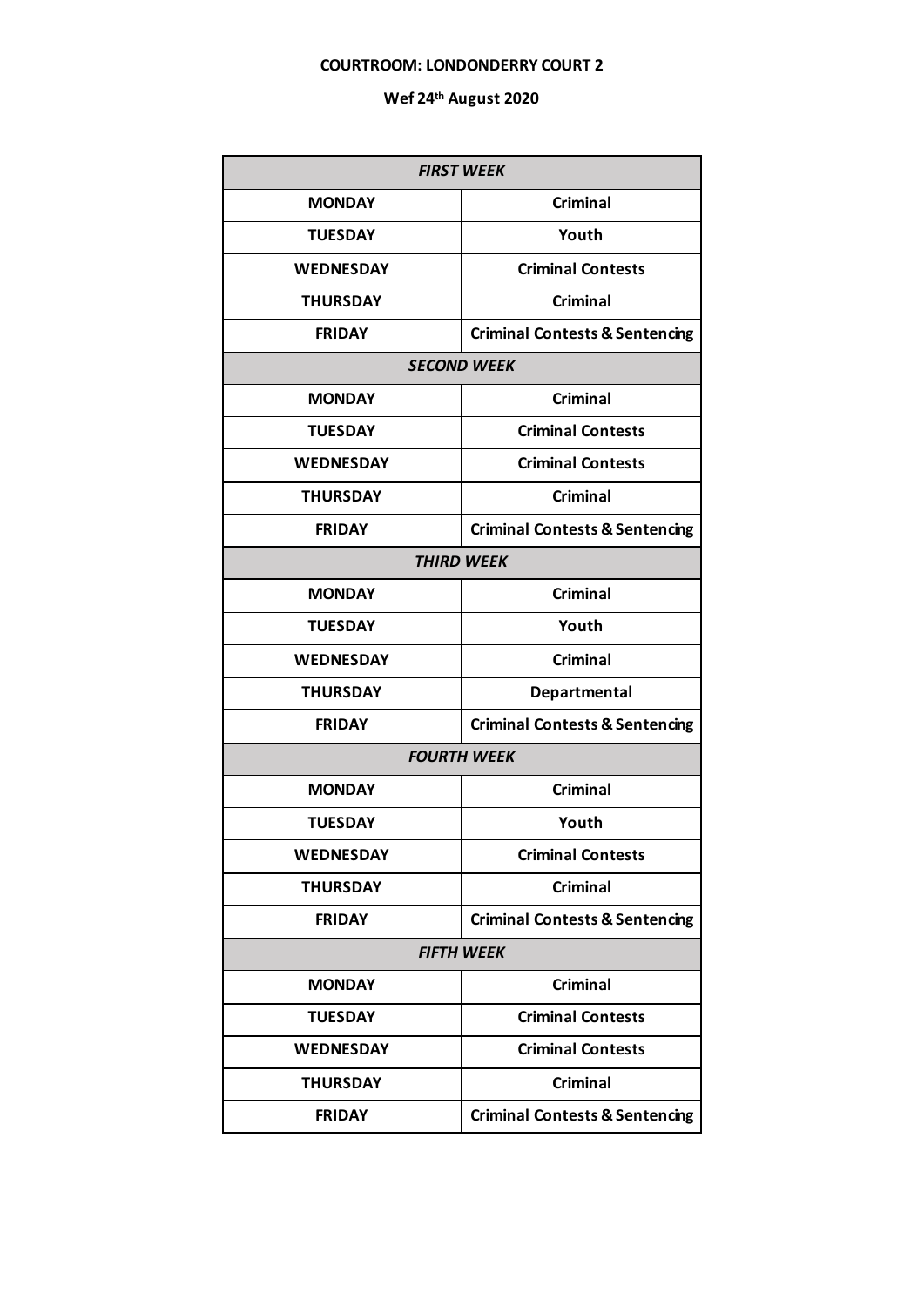**COURTROOM: LONDONDERRY COURT 2**

**Wef 24th August 2020**

| ***FIRST WEEK*** | |
|---|---|
| **MONDAY** | **Criminal** |
| **TUESDAY** | **Youth** |
| **WEDNESDAY** | **Criminal Contests** |
| **THURSDAY** | **Criminal** |
| **FRIDAY** | **Criminal Contests & Sentencing** |
| ***SECOND WEEK*** | |
| **MONDAY** | **Criminal** |
| **TUESDAY** | **Criminal Contests** |
| **WEDNESDAY** | **Criminal Contests** |
| **THURSDAY** | **Criminal** |
| **FRIDAY** | **Criminal Contests & Sentencing** |
| ***THIRD WEEK*** | |
| **MONDAY** | **Criminal** |
| **TUESDAY** | **Youth** |
| **WEDNESDAY** | **Criminal** |
| **THURSDAY** | **Departmental** |
| **FRIDAY** | **Criminal Contests & Sentencing** |
| ***FOURTH WEEK*** | |
| **MONDAY** | **Criminal** |
| **TUESDAY** | **Youth** |
| **WEDNESDAY** | **Criminal Contests** |
| **THURSDAY** | **Criminal** |
| **FRIDAY** | **Criminal Contests & Sentencing** |
| ***FIFTH WEEK*** | |
| **MONDAY** | **Criminal** |
| **TUESDAY** | **Criminal Contests** |
| **WEDNESDAY** | **Criminal Contests** |
| **THURSDAY** | **Criminal** |
| **FRIDAY** | **Criminal Contests & Sentencing** |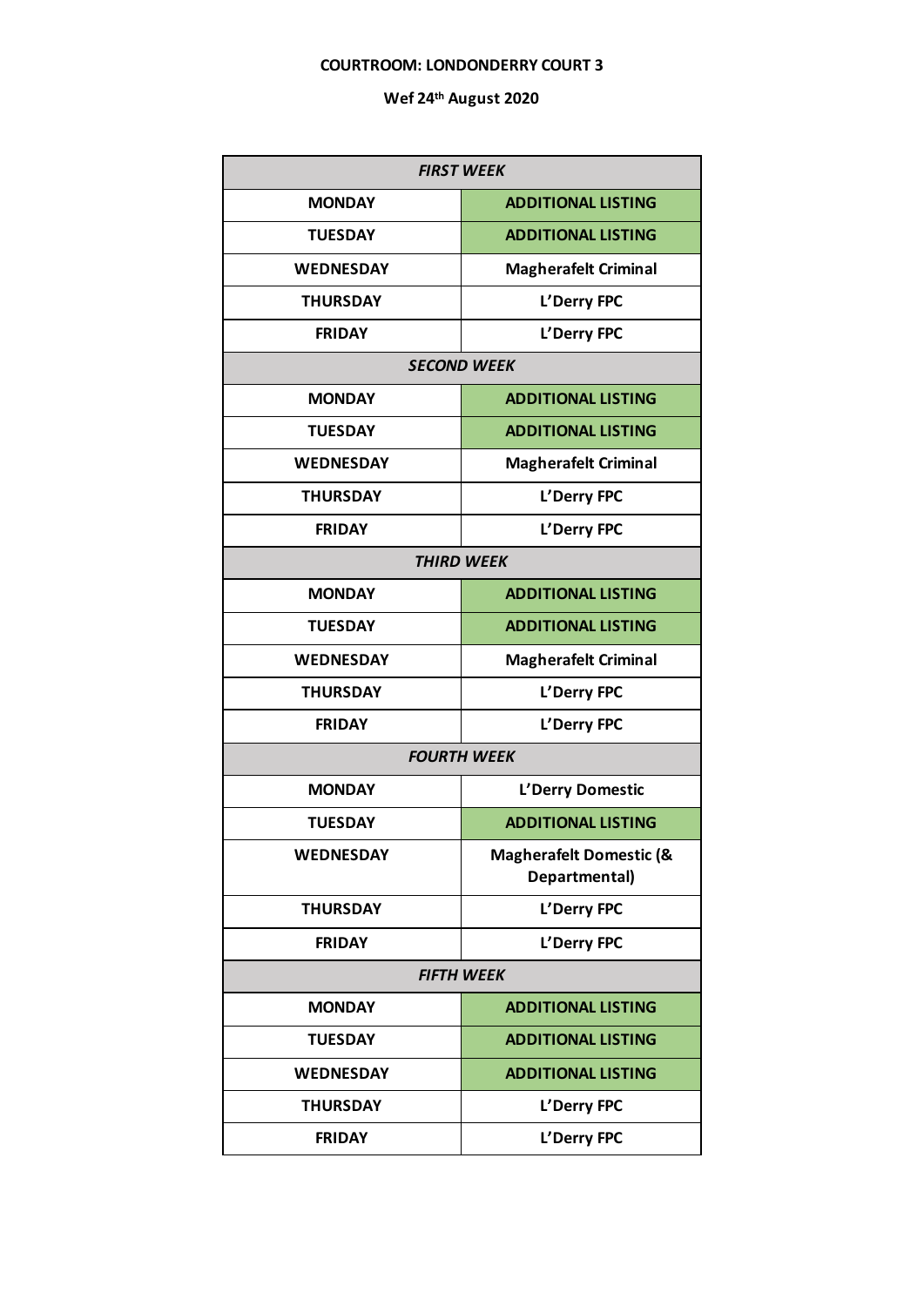**COURTROOM: LONDONDERRY COURT 3**

**Wef 24th August 2020**

| *FIRST WEEK* | |
|---|---|
| MONDAY | ADDITIONAL LISTING |
| TUESDAY | ADDITIONAL LISTING |
| WEDNESDAY | Magherafelt Criminal |
| THURSDAY | L'Derry FPC |
| FRIDAY | L'Derry FPC |
| *SECOND WEEK* | |
| MONDAY | ADDITIONAL LISTING |
| TUESDAY | ADDITIONAL LISTING |
| WEDNESDAY | Magherafelt Criminal |
| THURSDAY | L'Derry FPC |
| FRIDAY | L'Derry FPC |
| *THIRD WEEK* | |
| MONDAY | ADDITIONAL LISTING |
| TUESDAY | ADDITIONAL LISTING |
| WEDNESDAY | Magherafelt Criminal |
| THURSDAY | L'Derry FPC |
| FRIDAY | L'Derry FPC |
| *FOURTH WEEK* | |
| MONDAY | L'Derry Domestic |
| TUESDAY | ADDITIONAL LISTING |
| WEDNESDAY | Magherafelt Domestic (& Departmental) |
| THURSDAY | L'Derry FPC |
| FRIDAY | L'Derry FPC |
| *FIFTH WEEK* | |
| MONDAY | ADDITIONAL LISTING |
| TUESDAY | ADDITIONAL LISTING |
| WEDNESDAY | ADDITIONAL LISTING |
| THURSDAY | L'Derry FPC |
| FRIDAY | L'Derry FPC |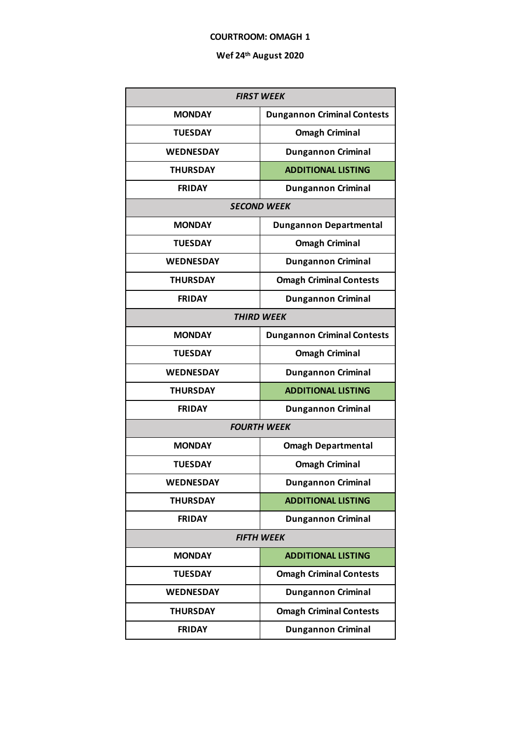**COURTROOM: OMAGH 1**

**Wef 24th August 2020**

| *FIRST WEEK* | |
|---|---|
| **MONDAY** | **Dungannon Criminal Contests** |
| **TUESDAY** | **Omagh Criminal** |
| **WEDNESDAY** | **Dungannon Criminal** |
| **THURSDAY** | **ADDITIONAL LISTING** |
| **FRIDAY** | **Dungannon Criminal** |
| *SECOND WEEK* | |
| **MONDAY** | **Dungannon Departmental** |
| **TUESDAY** | **Omagh Criminal** |
| **WEDNESDAY** | **Dungannon Criminal** |
| **THURSDAY** | **Omagh Criminal Contests** |
| **FRIDAY** | **Dungannon Criminal** |
| *THIRD WEEK* | |
| **MONDAY** | **Dungannon Criminal Contests** |
| **TUESDAY** | **Omagh Criminal** |
| **WEDNESDAY** | **Dungannon Criminal** |
| **THURSDAY** | **ADDITIONAL LISTING** |
| **FRIDAY** | **Dungannon Criminal** |
| *FOURTH WEEK* | |
| **MONDAY** | **Omagh Departmental** |
| **TUESDAY** | **Omagh Criminal** |
| **WEDNESDAY** | **Dungannon Criminal** |
| **THURSDAY** | **ADDITIONAL LISTING** |
| **FRIDAY** | **Dungannon Criminal** |
| *FIFTH WEEK* | |
| **MONDAY** | **ADDITIONAL LISTING** |
| **TUESDAY** | **Omagh Criminal Contests** |
| **WEDNESDAY** | **Dungannon Criminal** |
| **THURSDAY** | **Omagh Criminal Contests** |
| **FRIDAY** | **Dungannon Criminal** |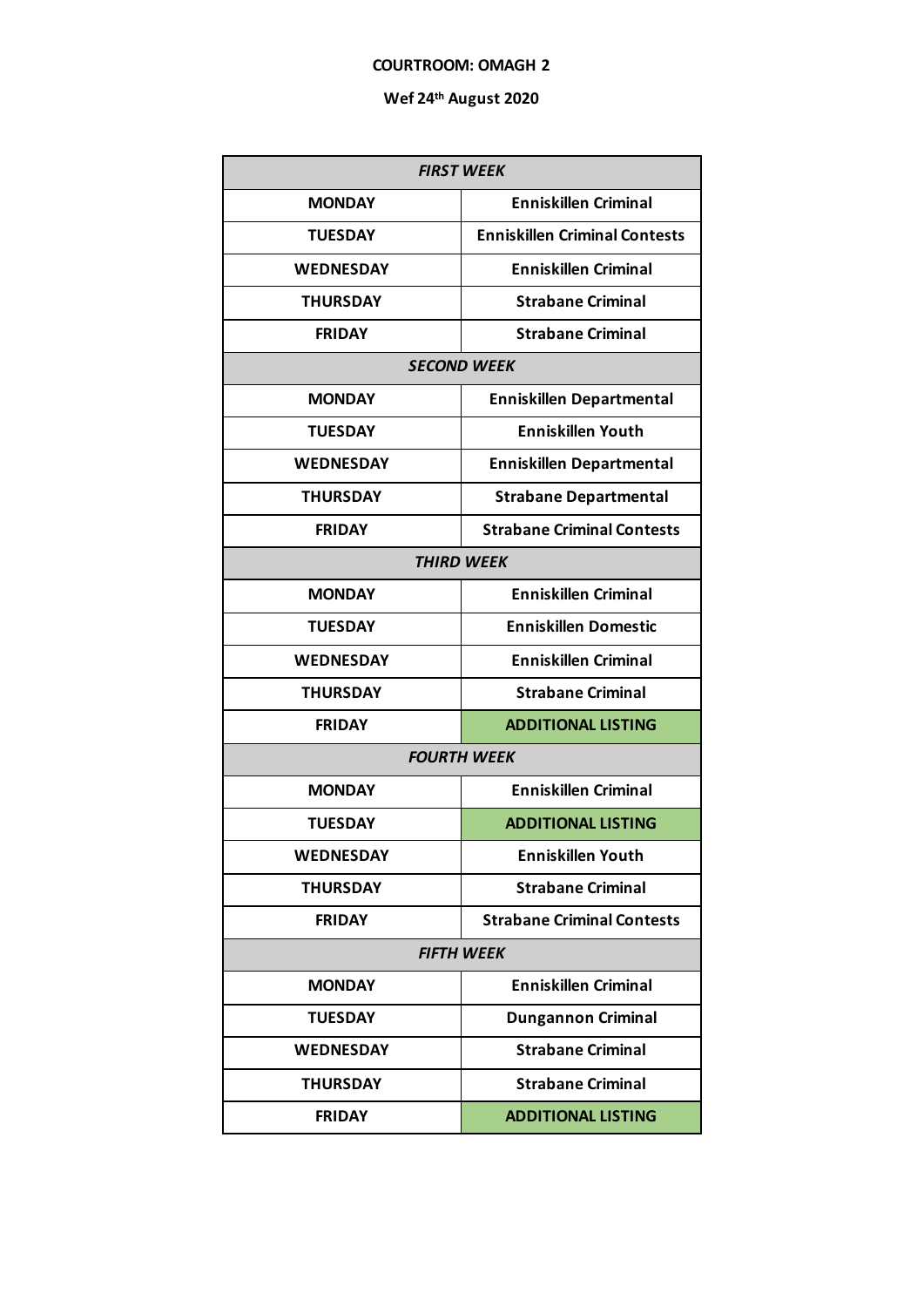**COURTROOM: OMAGH 2**

**Wef 24th August 2020**

| | |
|---|---|
| ***FIRST WEEK*** | |
| **MONDAY** | **Enniskillen Criminal** |
| **TUESDAY** | **Enniskillen Criminal Contests** |
| **WEDNESDAY** | **Enniskillen Criminal** |
| **THURSDAY** | **Strabane Criminal** |
| **FRIDAY** | **Strabane Criminal** |
| ***SECOND WEEK*** | |
| **MONDAY** | **Enniskillen Departmental** |
| **TUESDAY** | **Enniskillen Youth** |
| **WEDNESDAY** | **Enniskillen Departmental** |
| **THURSDAY** | **Strabane Departmental** |
| **FRIDAY** | **Strabane Criminal Contests** |
| ***THIRD WEEK*** | |
| **MONDAY** | **Enniskillen Criminal** |
| **TUESDAY** | **Enniskillen Domestic** |
| **WEDNESDAY** | **Enniskillen Criminal** |
| **THURSDAY** | **Strabane Criminal** |
| **FRIDAY** | **ADDITIONAL LISTING** |
| ***FOURTH WEEK*** | |
| **MONDAY** | **Enniskillen Criminal** |
| **TUESDAY** | **ADDITIONAL LISTING** |
| **WEDNESDAY** | **Enniskillen Youth** |
| **THURSDAY** | **Strabane Criminal** |
| **FRIDAY** | **Strabane Criminal Contests** |
| ***FIFTH WEEK*** | |
| **MONDAY** | **Enniskillen Criminal** |
| **TUESDAY** | **Dungannon Criminal** |
| **WEDNESDAY** | **Strabane Criminal** |
| **THURSDAY** | **Strabane Criminal** |
| **FRIDAY** | **ADDITIONAL LISTING** |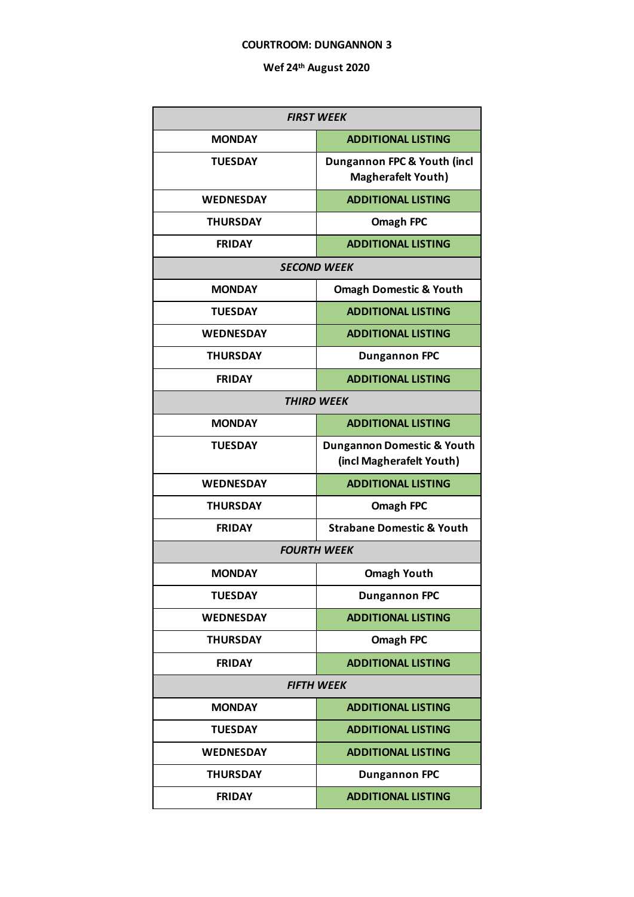**COURTROOM: DUNGANNON 3**

**Wef 24th August 2020**

| | |
|---|---|
| ***FIRST WEEK*** | |
| **MONDAY** | **ADDITIONAL LISTING** |
| **TUESDAY** | **Dungannon FPC & Youth (incl Magherafelt Youth)** |
| **WEDNESDAY** | **ADDITIONAL LISTING** |
| **THURSDAY** | **Omagh FPC** |
| **FRIDAY** | **ADDITIONAL LISTING** |
| ***SECOND WEEK*** | |
| **MONDAY** | **Omagh Domestic & Youth** |
| **TUESDAY** | **ADDITIONAL LISTING** |
| **WEDNESDAY** | **ADDITIONAL LISTING** |
| **THURSDAY** | **Dungannon FPC** |
| **FRIDAY** | **ADDITIONAL LISTING** |
| ***THIRD WEEK*** | |
| **MONDAY** | **ADDITIONAL LISTING** |
| **TUESDAY** | **Dungannon Domestic & Youth (incl Magherafelt Youth)** |
| **WEDNESDAY** | **ADDITIONAL LISTING** |
| **THURSDAY** | **Omagh FPC** |
| **FRIDAY** | **Strabane Domestic & Youth** |
| ***FOURTH WEEK*** | |
| **MONDAY** | **Omagh Youth** |
| **TUESDAY** | **Dungannon FPC** |
| **WEDNESDAY** | **ADDITIONAL LISTING** |
| **THURSDAY** | **Omagh FPC** |
| **FRIDAY** | **ADDITIONAL LISTING** |
| ***FIFTH WEEK*** | |
| **MONDAY** | **ADDITIONAL LISTING** |
| **TUESDAY** | **ADDITIONAL LISTING** |
| **WEDNESDAY** | **ADDITIONAL LISTING** |
| **THURSDAY** | **Dungannon FPC** |
| **FRIDAY** | **ADDITIONAL LISTING** |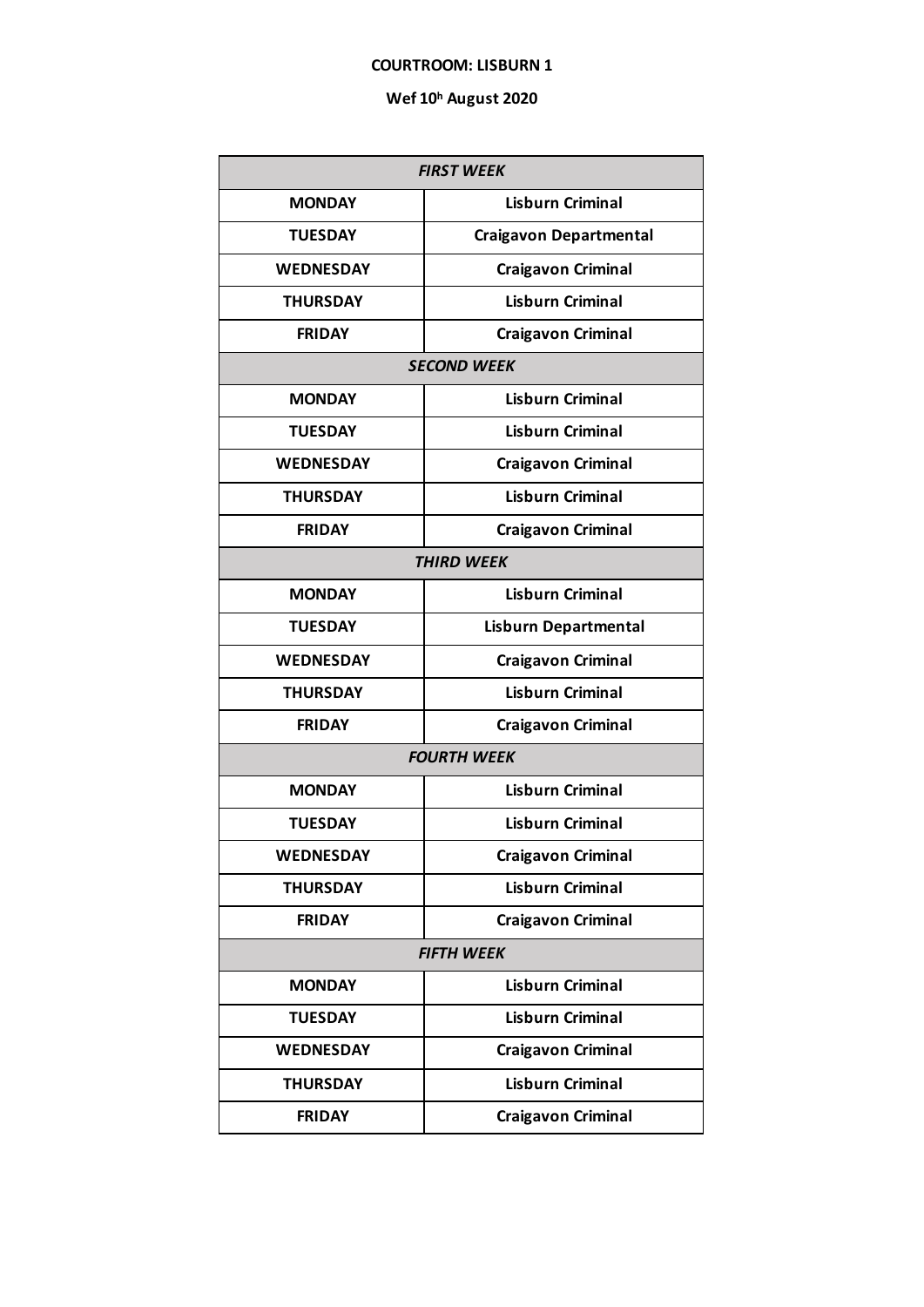**COURTROOM: LISBURN 1**

**Wef 10h August 2020**

| *FIRST WEEK* | |
|---|---|
| **MONDAY** | **Lisburn Criminal** |
| **TUESDAY** | **Craigavon Departmental** |
| **WEDNESDAY** | **Craigavon Criminal** |
| **THURSDAY** | **Lisburn Criminal** |
| **FRIDAY** | **Craigavon Criminal** |
| *SECOND WEEK* | |
| **MONDAY** | **Lisburn Criminal** |
| **TUESDAY** | **Lisburn Criminal** |
| **WEDNESDAY** | **Craigavon Criminal** |
| **THURSDAY** | **Lisburn Criminal** |
| **FRIDAY** | **Craigavon Criminal** |
| *THIRD WEEK* | |
| **MONDAY** | **Lisburn Criminal** |
| **TUESDAY** | **Lisburn Departmental** |
| **WEDNESDAY** | **Craigavon Criminal** |
| **THURSDAY** | **Lisburn Criminal** |
| **FRIDAY** | **Craigavon Criminal** |
| *FOURTH WEEK* | |
| **MONDAY** | **Lisburn Criminal** |
| **TUESDAY** | **Lisburn Criminal** |
| **WEDNESDAY** | **Craigavon Criminal** |
| **THURSDAY** | **Lisburn Criminal** |
| **FRIDAY** | **Craigavon Criminal** |
| *FIFTH WEEK* | |
| **MONDAY** | **Lisburn Criminal** |
| **TUESDAY** | **Lisburn Criminal** |
| **WEDNESDAY** | **Craigavon Criminal** |
| **THURSDAY** | **Lisburn Criminal** |
| **FRIDAY** | **Craigavon Criminal** |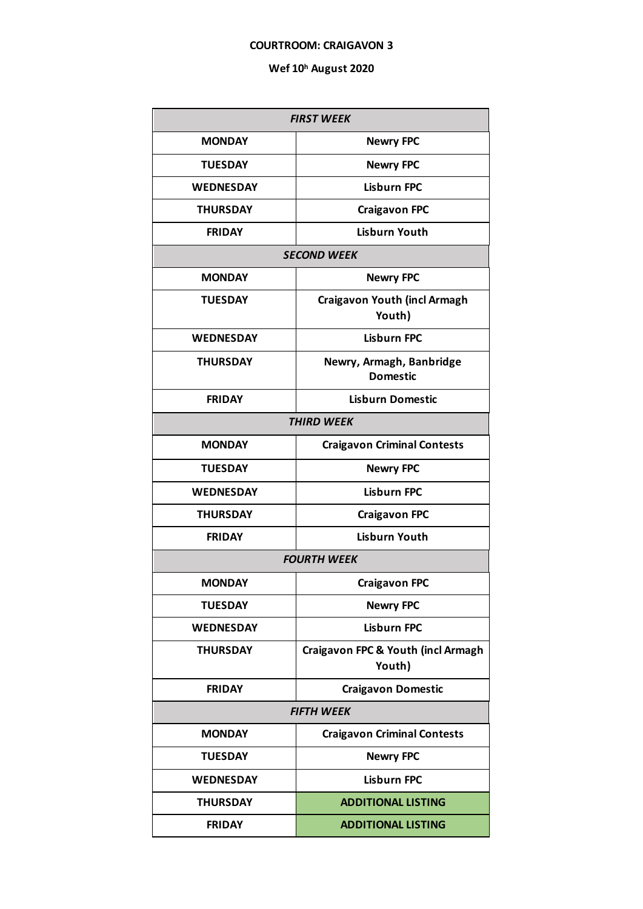**COURTROOM: CRAIGAVON 3**

**Wef 10th August 2020**

| *FIRST WEEK* | |
|---|---|
| **MONDAY** | **Newry FPC** |
| **TUESDAY** | **Newry FPC** |
| **WEDNESDAY** | **Lisburn FPC** |
| **THURSDAY** | **Craigavon FPC** |
| **FRIDAY** | **Lisburn Youth** |
| *SECOND WEEK* | |
| **MONDAY** | **Newry FPC** |
| **TUESDAY** | **Craigavon Youth (incl Armagh Youth)** |
| **WEDNESDAY** | **Lisburn FPC** |
| **THURSDAY** | **Newry, Armagh, Banbridge Domestic** |
| **FRIDAY** | **Lisburn Domestic** |
| *THIRD WEEK* | |
| **MONDAY** | **Craigavon Criminal Contests** |
| **TUESDAY** | **Newry FPC** |
| **WEDNESDAY** | **Lisburn FPC** |
| **THURSDAY** | **Craigavon FPC** |
| **FRIDAY** | **Lisburn Youth** |
| *FOURTH WEEK* | |
| **MONDAY** | **Craigavon FPC** |
| **TUESDAY** | **Newry FPC** |
| **WEDNESDAY** | **Lisburn FPC** |
| **THURSDAY** | **Craigavon FPC & Youth (incl Armagh Youth)** |
| **FRIDAY** | **Craigavon Domestic** |
| *FIFTH WEEK* | |
| **MONDAY** | **Craigavon Criminal Contests** |
| **TUESDAY** | **Newry FPC** |
| **WEDNESDAY** | **Lisburn FPC** |
| **THURSDAY** | **ADDITIONAL LISTING** |
| **FRIDAY** | **ADDITIONAL LISTING** |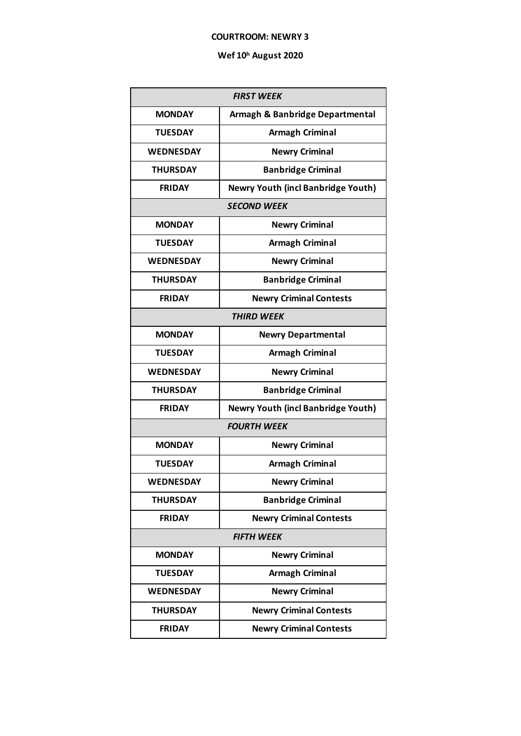**COURTROOM: NEWRY 3**

**Wef 10h August 2020**

| *FIRST WEEK* | |
|---|---|
| **MONDAY** | **Armagh & Banbridge Departmental** |
| **TUESDAY** | **Armagh Criminal** |
| **WEDNESDAY** | **Newry Criminal** |
| **THURSDAY** | **Banbridge Criminal** |
| **FRIDAY** | **Newry Youth (incl Banbridge Youth)** |
| *SECOND WEEK* | |
| **MONDAY** | **Newry Criminal** |
| **TUESDAY** | **Armagh Criminal** |
| **WEDNESDAY** | **Newry Criminal** |
| **THURSDAY** | **Banbridge Criminal** |
| **FRIDAY** | **Newry Criminal Contests** |
| *THIRD WEEK* | |
| **MONDAY** | **Newry Departmental** |
| **TUESDAY** | **Armagh Criminal** |
| **WEDNESDAY** | **Newry Criminal** |
| **THURSDAY** | **Banbridge Criminal** |
| **FRIDAY** | **Newry Youth (incl Banbridge Youth)** |
| *FOURTH WEEK* | |
| **MONDAY** | **Newry Criminal** |
| **TUESDAY** | **Armagh Criminal** |
| **WEDNESDAY** | **Newry Criminal** |
| **THURSDAY** | **Banbridge Criminal** |
| **FRIDAY** | **Newry Criminal Contests** |
| *FIFTH WEEK* | |
| **MONDAY** | **Newry Criminal** |
| **TUESDAY** | **Armagh Criminal** |
| **WEDNESDAY** | **Newry Criminal** |
| **THURSDAY** | **Newry Criminal Contests** |
| **FRIDAY** | **Newry Criminal Contests** |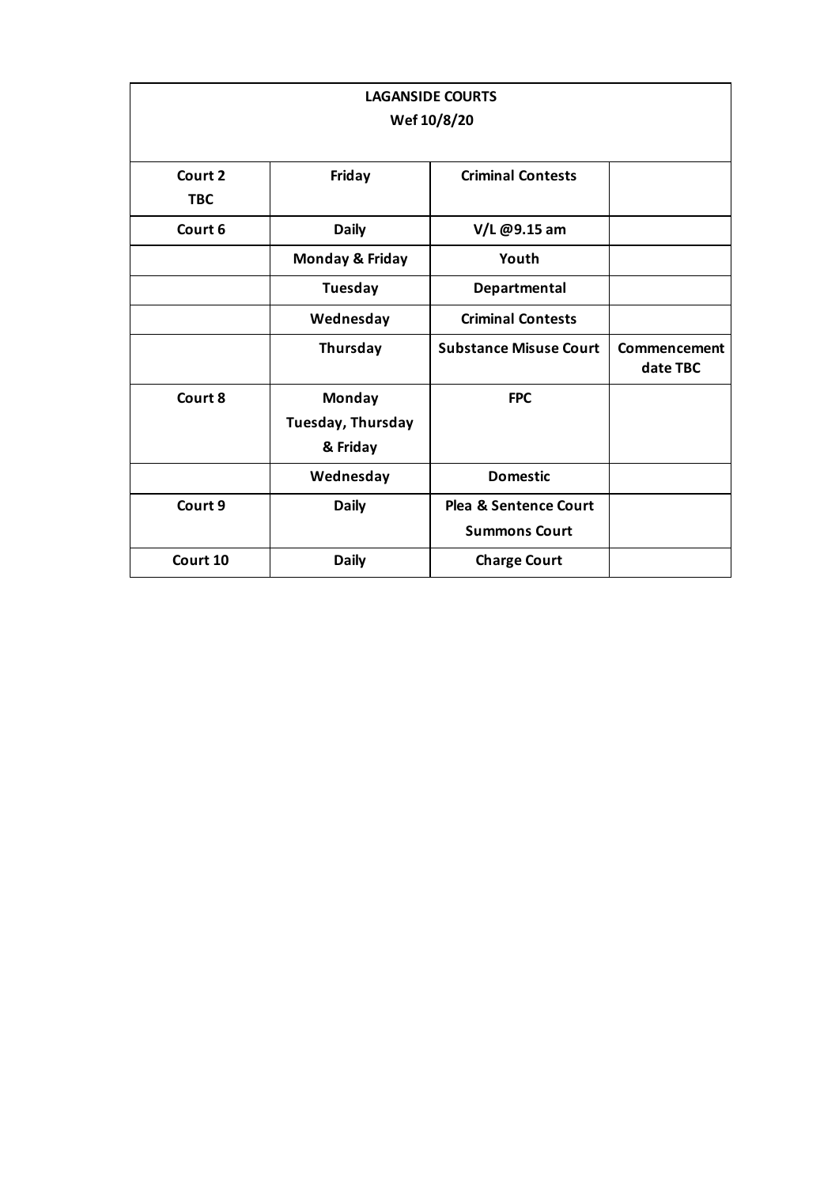| LAGANSIDE COURTS<br>Wef 10/8/20 | | | |
|---|---|---|---|
| **Court 2**<br>**TBC** | **Friday** | **Criminal Contests** | |
| **Court 6** | **Daily** | **V/L @9.15 am** | |
| | **Monday & Friday** | **Youth** | |
| | **Tuesday** | **Departmental** | |
| | **Wednesday** | **Criminal Contests** | |
| | **Thursday** | **Substance Misuse Court** | **Commencement date TBC** |
| **Court 8** | **Monday**<br>**Tuesday, Thursday & Friday** | **FPC** | |
| | **Wednesday** | **Domestic** | |
| **Court 9** | **Daily** | **Plea & Sentence Court**<br>**Summons Court** | |
| **Court 10** | **Daily** | **Charge Court** | |